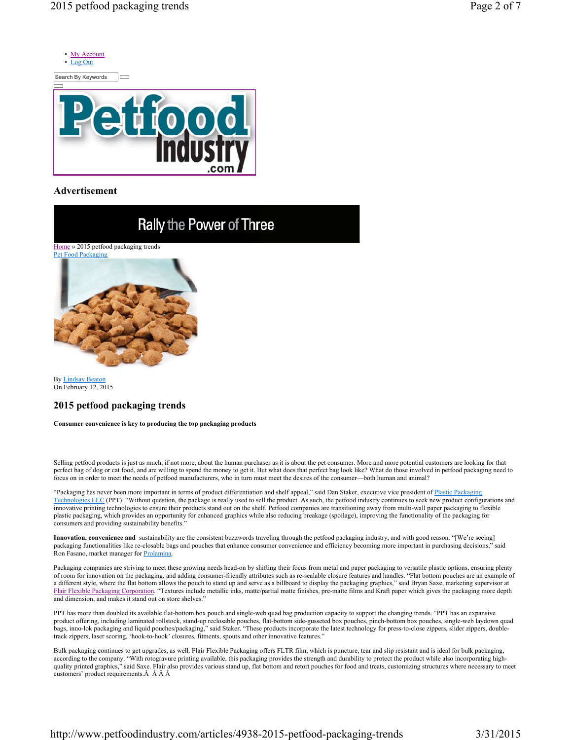- My Account
- Log Out

Search By Keywords

Advertisement

Rally the Power of Three

Home » 2015 petfood packaging trends
Pet Food Packaging

By Lindsay Beaton
On February 12, 2015

## 2015 petfood packaging trends

**Consumer convenience is key to producing the top packaging products**

Selling petfood products is just as much, if not more, about the human purchaser as it is about the pet consumer. More and more potential customers are looking for that perfect bag of dog or cat food, and are willing to spend the money to get it. But what does that perfect bag look like? What do those involved in petfood packaging need to focus on in order to meet the needs of petfood manufacturers, who in turn must meet the desires of the consumer—both human and animal?

"Packaging has never been more important in terms of product differentiation and shelf appeal," said Dan Staker, executive vice president of Plastic Packaging Technologies LLC (PPT). "Without question, the package is really used to sell the product. As such, the petfood industry continues to seek new product configurations and innovative printing technologies to ensure their products stand out on the shelf. Petfood companies are transitioning away from multi-wall paper packaging to flexible plastic packaging, which provides an opportunity for enhanced graphics while also reducing breakage (spoilage), improving the functionality of the packaging for consumers and providing sustainability benefits."

**Innovation, convenience and** sustainability are the consistent buzzwords traveling through the petfood packaging industry, and with good reason. "[We're seeing] packaging functionalities like re-closable bags and pouches that enhance consumer convenience and efficiency becoming more important in purchasing decisions," said Ron Fasano, market manager for Prolamina.

Packaging companies are striving to meet these growing needs head-on by shifting their focus from metal and paper packaging to versatile plastic options, ensuring plenty of room for innovation on the packaging, and adding consumer-friendly attributes such as re-sealable closure features and handles. "Flat bottom pouches are an example of a different style, where the flat bottom allows the pouch to stand up and serve as a billboard to display the packaging graphics," said Bryan Saxe, marketing supervisor at Flair Flexible Packaging Corporation. "Textures include metallic inks, matte/partial matte finishes, pre-matte films and Kraft paper which gives the packaging more depth and dimension, and makes it stand out on store shelves."

PPT has more than doubled its available flat-bottom box pouch and single-web quad bag production capacity to support the changing trends. "PPT has an expansive product offering, including laminated rollstock, stand-up reclosable pouches, flat-bottom side-gusseted box pouches, pinch-bottom box pouches, single-web laydown quad bags, inno-lok packaging and liquid pouches/packaging," said Staker. "These products incorporate the latest technology for press-to-close zippers, slider zippers, double-track zippers, laser scoring, 'hook-to-hook' closures, fitments, spouts and other innovative features."

Bulk packaging continues to get upgrades, as well. Flair Flexible Packaging offers FLTR film, which is puncture, tear and slip resistant and is ideal for bulk packaging, according to the company. "With rotogravure printing available, this packaging provides the strength and durability to protect the product while also incorporating high-quality printed graphics," said Saxe. Flair also provides various stand up, flat bottom and retort pouches for food and treats, customizing structures where necessary to meet customers' product requirements.Â Â Â Â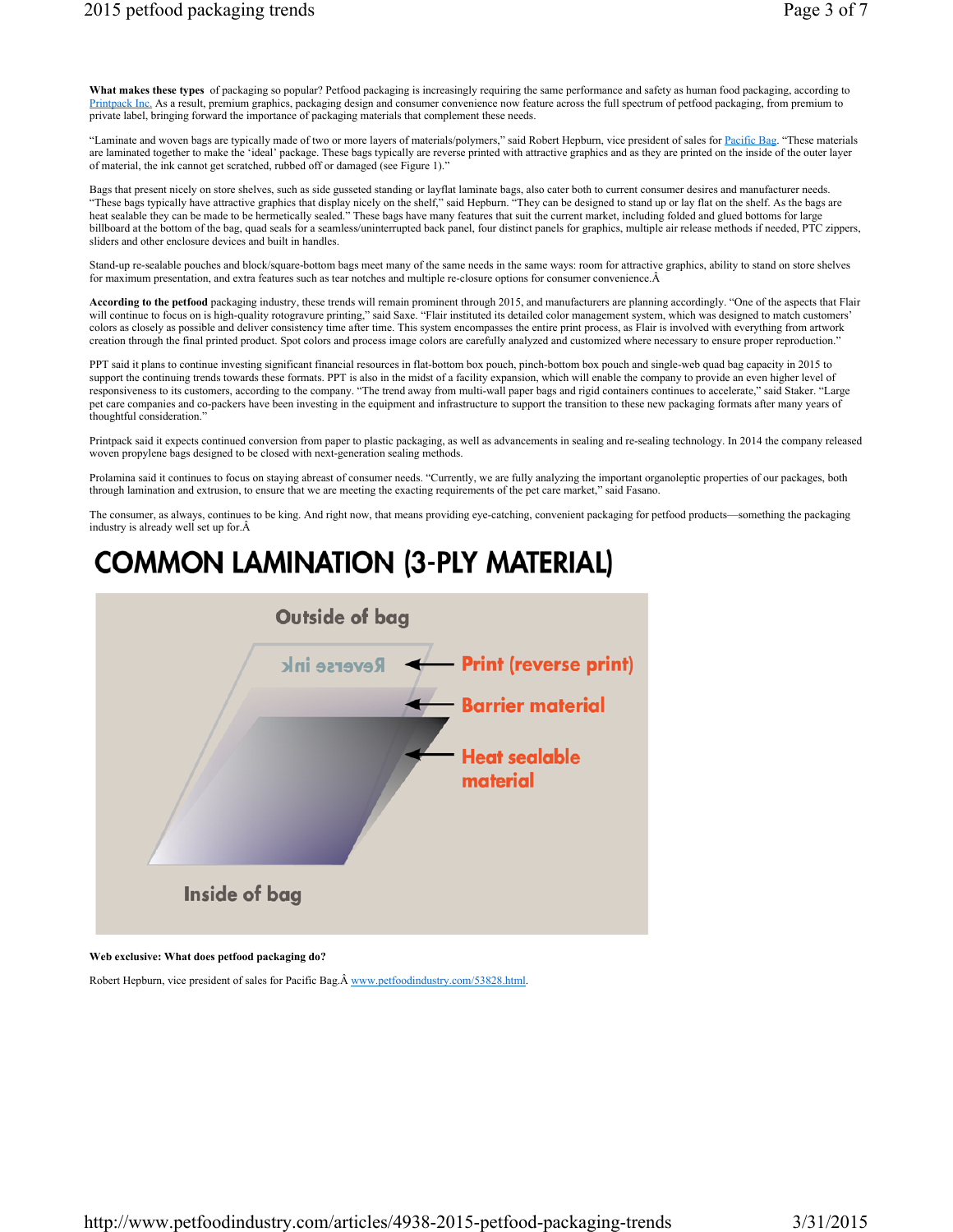**What makes these types** of packaging so popular? Petfood packaging is increasingly requiring the same performance and safety as human food packaging, according to Printpack Inc. As a result, premium graphics, packaging design and consumer convenience now feature across the full spectrum of petfood packaging, from premium to private label, bringing forward the importance of packaging materials that complement these needs.

"Laminate and woven bags are typically made of two or more layers of materials/polymers," said Robert Hepburn, vice president of sales for Pacific Bag. "These materials are laminated together to make the 'ideal' package. These bags typically are reverse printed with attractive graphics and as they are printed on the inside of the outer layer of material, the ink cannot get scratched, rubbed off or damaged (see Figure 1)."

Bags that present nicely on store shelves, such as side gusseted standing or layflat laminate bags, also cater both to current consumer desires and manufacturer needs. "These bags typically have attractive graphics that display nicely on the shelf," said Hepburn. "They can be designed to stand up or lay flat on the shelf. As the bags are heat sealable they can be made to be hermetically sealed." These bags have many features that suit the current market, including folded and glued bottoms for large billboard at the bottom of the bag, quad seals for a seamless/uninterrupted back panel, four distinct panels for graphics, multiple air release methods if needed, PTC zippers, sliders and other enclosure devices and built in handles.

Stand-up re-sealable pouches and block/square-bottom bags meet many of the same needs in the same ways: room for attractive graphics, ability to stand on store shelves for maximum presentation, and extra features such as tear notches and multiple re-closure options for consumer convenience.Â

**According to the petfood** packaging industry, these trends will remain prominent through 2015, and manufacturers are planning accordingly. "One of the aspects that Flair will continue to focus on is high-quality rotogravure printing," said Saxe. "Flair instituted its detailed color management system, which was designed to match customers' colors as closely as possible and deliver consistency time after time. This system encompasses the entire print process, as Flair is involved with everything from artwork creation through the final printed product. Spot colors and process image colors are carefully analyzed and customized where necessary to ensure proper reproduction."

PPT said it plans to continue investing significant financial resources in flat-bottom box pouch, pinch-bottom box pouch and single-web quad bag capacity in 2015 to support the continuing trends towards these formats. PPT is also in the midst of a facility expansion, which will enable the company to provide an even higher level of responsiveness to its customers, according to the company. "The trend away from multi-wall paper bags and rigid containers continues to accelerate," said Staker. "Large pet care companies and co-packers have been investing in the equipment and infrastructure to support the transition to these new packaging formats after many years of thoughtful consideration."

Printpack said it expects continued conversion from paper to plastic packaging, as well as advancements in sealing and re-sealing technology. In 2014 the company released woven propylene bags designed to be closed with next-generation sealing methods.

Prolamina said it continues to focus on staying abreast of consumer needs. "Currently, we are fully analyzing the important organoleptic properties of our packages, both through lamination and extrusion, to ensure that we are meeting the exacting requirements of the pet care market," said Fasano.

The consumer, as always, continues to be king. And right now, that means providing eye-catching, convenient packaging for petfood products—something the packaging industry is already well set up for.Â

## COMMON LAMINATION (3-PLY MATERIAL)

Outside of bag

Reverse ink

Print (reverse print)

Barrier material

Heat sealable material

Inside of bag

**Web exclusive: What does petfood packaging do?**

Robert Hepburn, vice president of sales for Pacific Bag.Â www.petfoodindustry.com/53828.html.